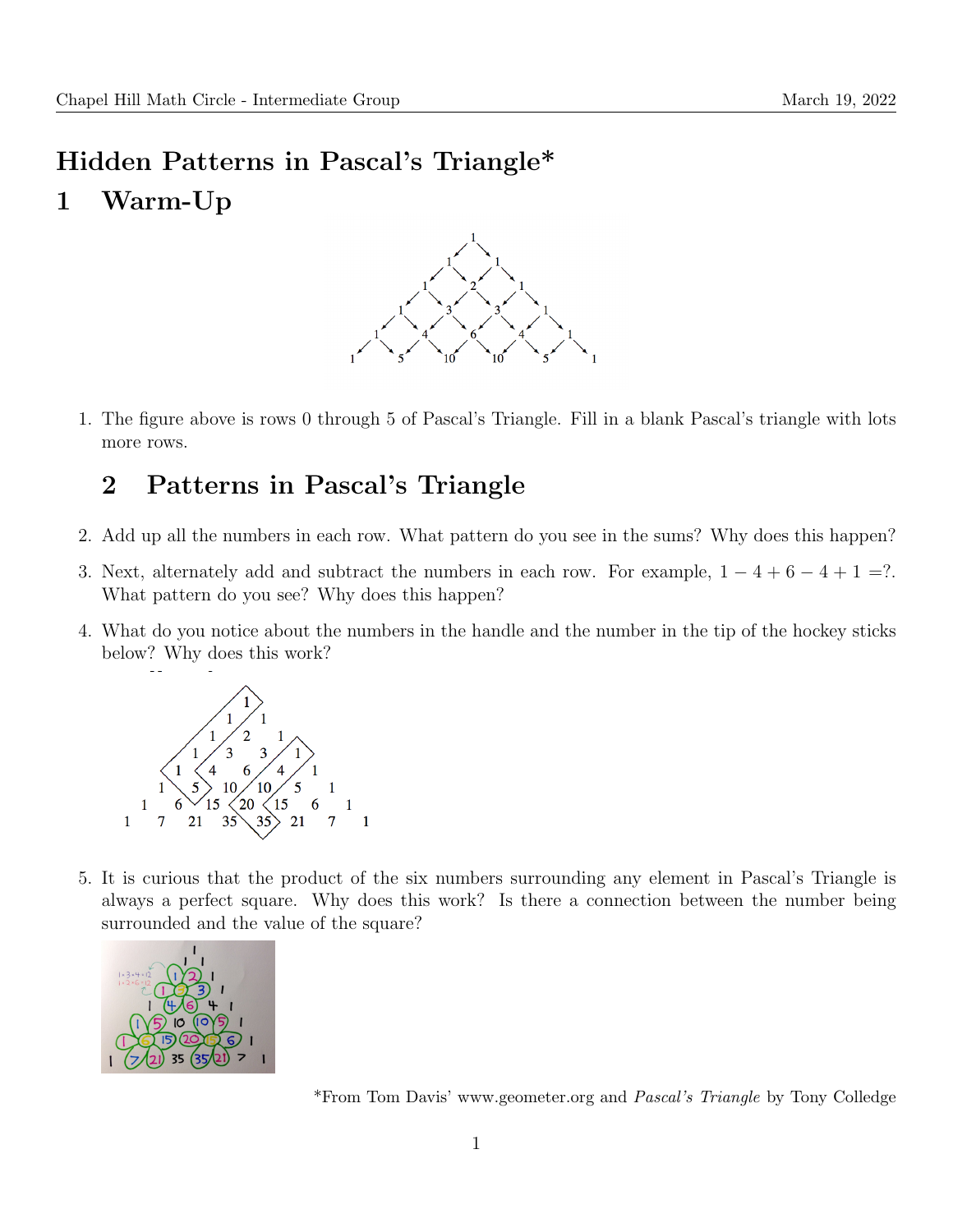# Hidden Patterns in Pascal's Triangle*

## 1 Warm-Up

1. The figure above is rows 0 through 5 of Pascal's Triangle. Fill in a blank Pascal's triangle with lots more rows.

## 2 Patterns in Pascal's Triangle

2. Add up all the numbers in each row. What pattern do you see in the sums? Why does this happen?

3. Next, alternately add and subtract the numbers in each row. For example, $1 - 4 + 6 - 4 + 1 =$?. What pattern do you see? Why does this happen?

4. What do you notice about the numbers in the handle and the number in the tip of the hockey sticks below? Why does this work?

5. It is curious that the product of the six numbers surrounding any element in Pascal's Triangle is always a perfect square. Why does this work? Is there a connection between the number being surrounded and the value of the square?

*From Tom Davis' www.geometer.org and *Pascal's Triangle* by Tony Colledge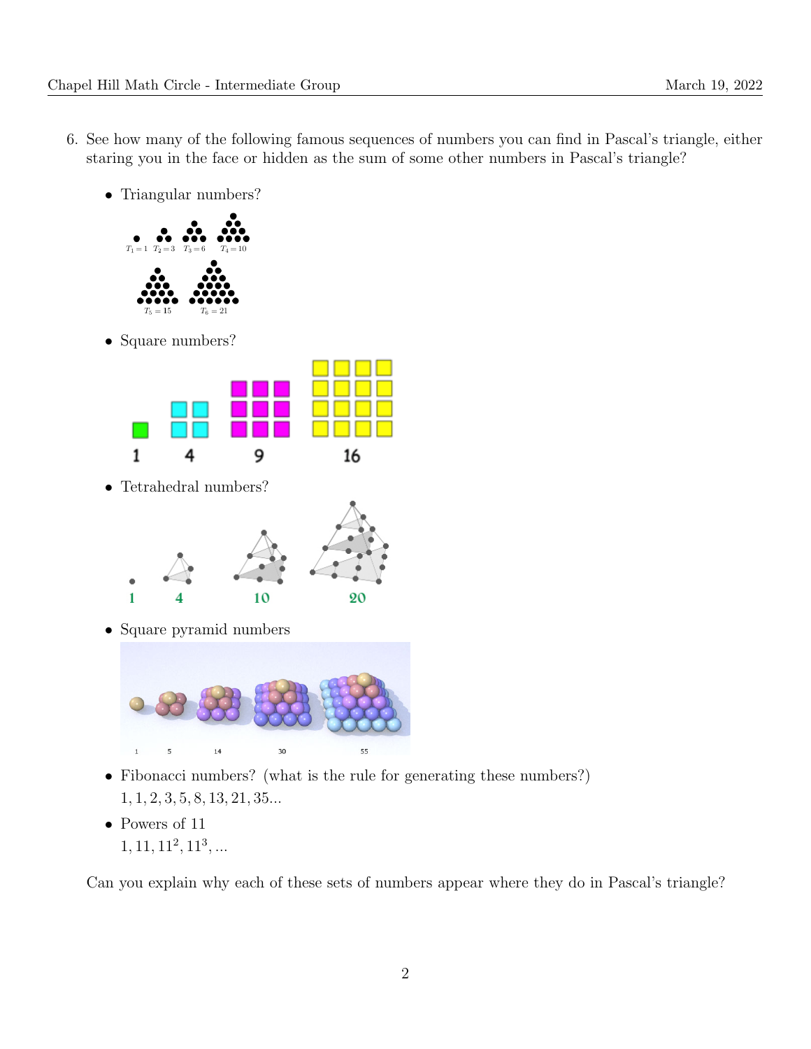6. See how many of the following famous sequences of numbers you can find in Pascal's triangle, either staring you in the face or hidden as the sum of some other numbers in Pascal's triangle?

   - Triangular numbers?

     $T_1 = 1$ $T_2 = 3$ $T_3 = 6$ $T_4 = 10$ $T_5 = 15$ $T_6 = 21$

   - Square numbers?

     1 4 9 16

   - Tetrahedral numbers?

     1 4 10 20

   - Square pyramid numbers

     1 5 14 30 55

   - Fibonacci numbers? (what is the rule for generating these numbers?)
     $1, 1, 2, 3, 5, 8, 13, 21, 35...$

   - Powers of 11
     $1, 11, 11^2, 11^3, ...$

   Can you explain why each of these sets of numbers appear where they do in Pascal's triangle?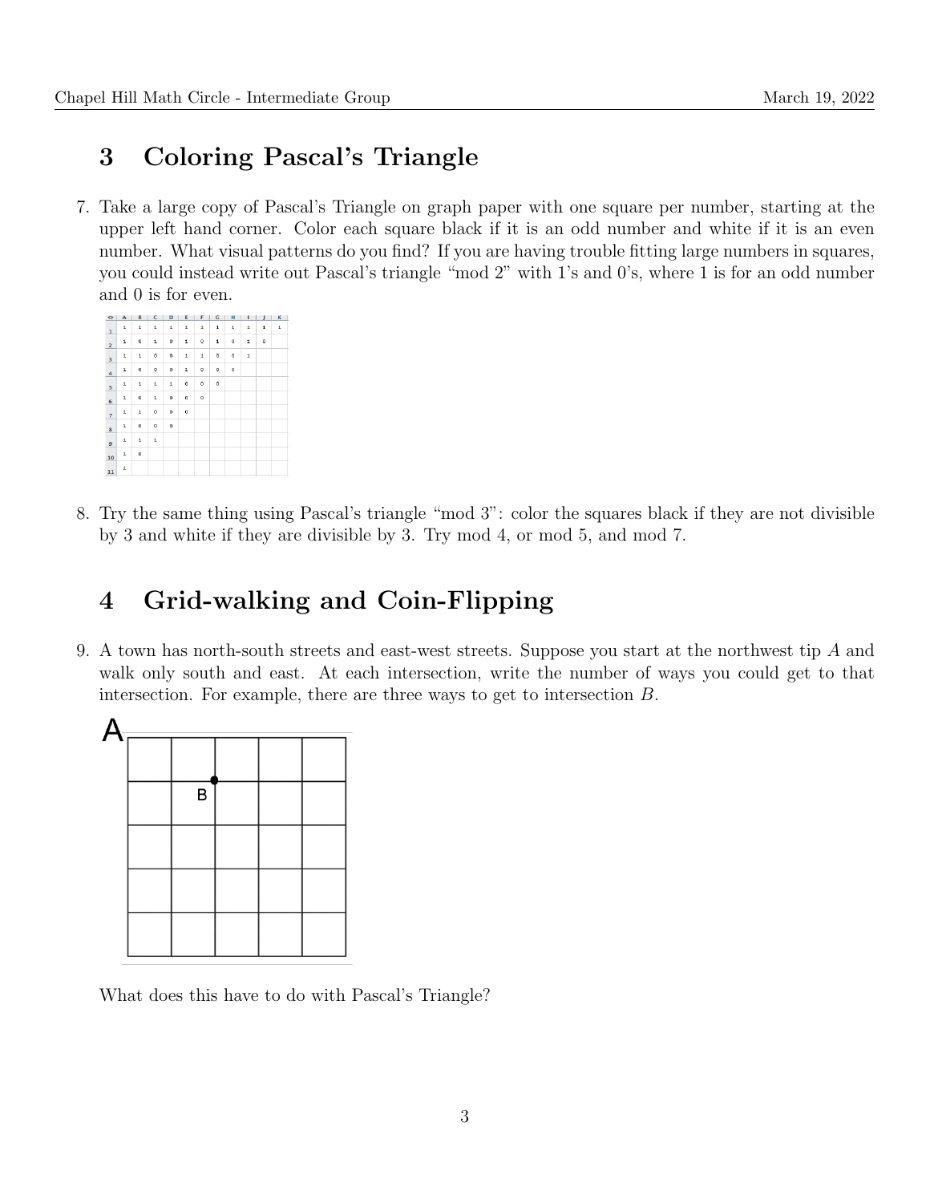# 3 Coloring Pascal's Triangle

7. Take a large copy of Pascal's Triangle on graph paper with one square per number, starting at the upper left hand corner. Color each square black if it is an odd number and white if it is an even number. What visual patterns do you find? If you are having trouble fitting large numbers in squares, you could instead write out Pascal's triangle "mod 2" with 1's and 0's, where 1 is for an odd number and 0 is for even.

| | A | B | C | D | E | F | G | H | I | J | K |
|---|---|---|---|---|---|---|---|---|---|---|---|
| 1 | 1 | 1 | 1 | 1 | 1 | 1 | 1 | 1 | 1 | 1 | 1 |
| 2 | 1 | 0 | 1 | 0 | 1 | 0 | 1 | 0 | 1 | 0 | |
| 3 | 1 | 1 | 0 | 0 | 1 | 1 | 0 | 0 | 1 | | |
| 4 | 1 | 0 | 0 | 0 | 1 | 0 | 0 | 0 | | | |
| 5 | 1 | 1 | 1 | 1 | 0 | 0 | 0 | | | | |
| 6 | 1 | 0 | 1 | 0 | 0 | 0 | | | | | |
| 7 | 1 | 1 | 0 | 0 | 0 | | | | | | |
| 8 | 1 | 0 | 0 | 0 | | | | | | | |
| 9 | 1 | 1 | 1 | | | | | | | | |
| 10 | 1 | 0 | | | | | | | | | |
| 11 | 1 | | | | | | | | | | |

8. Try the same thing using Pascal's triangle "mod 3": color the squares black if they are not divisible by 3 and white if they are divisible by 3. Try mod 4, or mod 5, and mod 7.

# 4 Grid-walking and Coin-Flipping

9. A town has north-south streets and east-west streets. Suppose you start at the northwest tip $A$ and walk only south and east. At each intersection, write the number of ways you could get to that intersection. For example, there are three ways to get to intersection $B$.

   What does this have to do with Pascal's Triangle?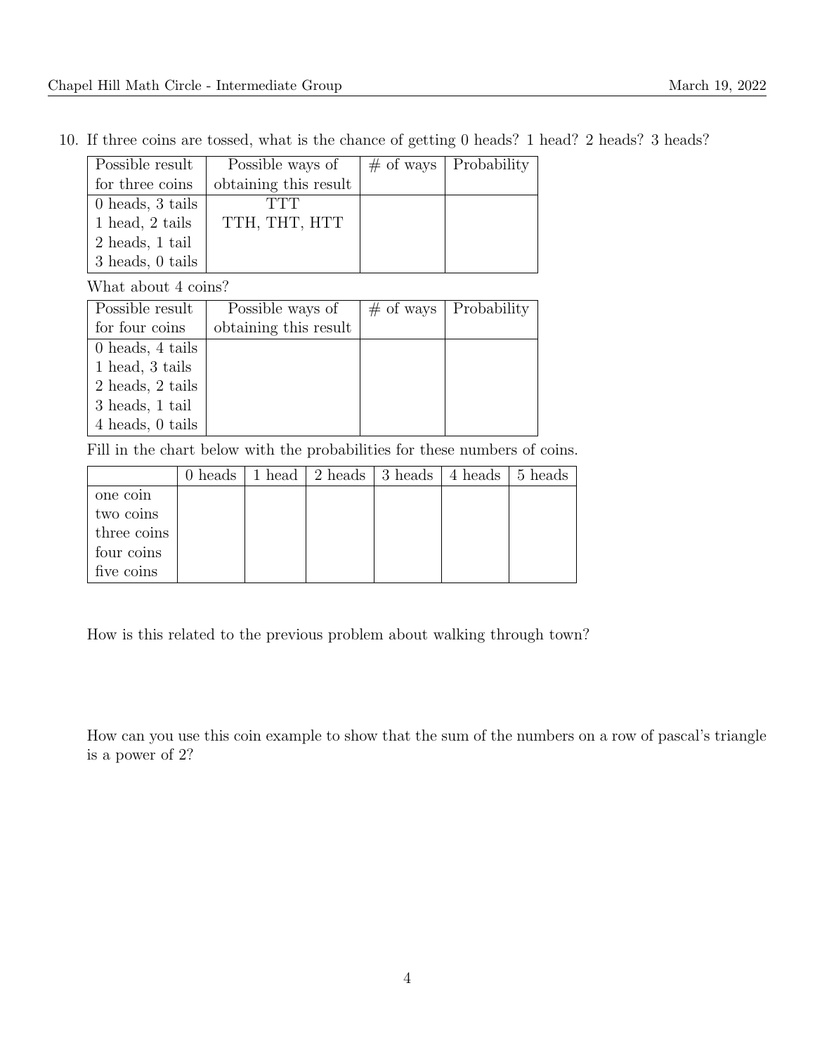10. If three coins are tossed, what is the chance of getting 0 heads? 1 head? 2 heads? 3 heads?

| Possible result for three coins | Possible ways of obtaining this result | # of ways | Probability |
|---|---|---|---|
| 0 heads, 3 tails | TTT | | |
| 1 head, 2 tails | TTH, THT, HTT | | |
| 2 heads, 1 tail | | | |
| 3 heads, 0 tails | | | |

What about 4 coins?

| Possible result for four coins | Possible ways of obtaining this result | # of ways | Probability |
|---|---|---|---|
| 0 heads, 4 tails | | | |
| 1 head, 3 tails | | | |
| 2 heads, 2 tails | | | |
| 3 heads, 1 tail | | | |
| 4 heads, 0 tails | | | |

Fill in the chart below with the probabilities for these numbers of coins.

| | 0 heads | 1 head | 2 heads | 3 heads | 4 heads | 5 heads |
|---|---|---|---|---|---|---|
| one coin | | | | | | |
| two coins | | | | | | |
| three coins | | | | | | |
| four coins | | | | | | |
| five coins | | | | | | |

How is this related to the previous problem about walking through town?

How can you use this coin example to show that the sum of the numbers on a row of pascal's triangle is a power of 2?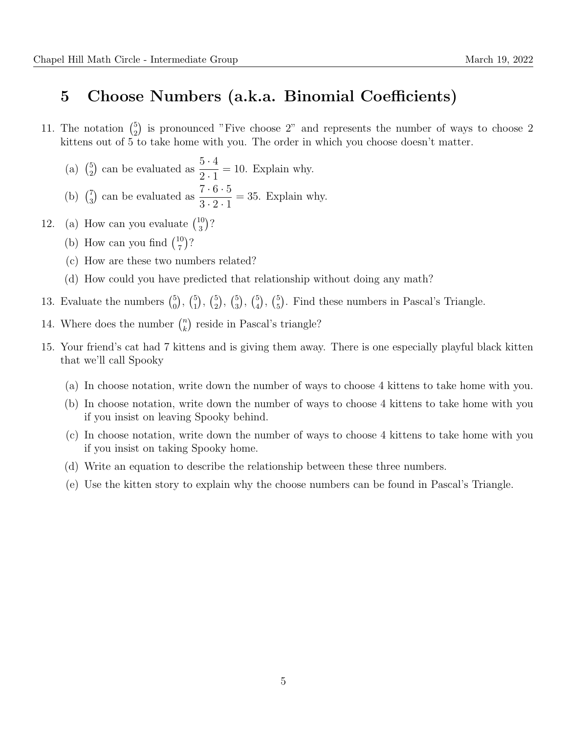## 5 Choose Numbers (a.k.a. Binomial Coefficients)

11. The notation $\binom{5}{2}$ is pronounced "Five choose 2" and represents the number of ways to choose 2 kittens out of 5 to take home with you. The order in which you choose doesn't matter.

    (a) $\binom{5}{2}$ can be evaluated as $\dfrac{5 \cdot 4}{2 \cdot 1} = 10$. Explain why.

    (b) $\binom{7}{3}$ can be evaluated as $\dfrac{7 \cdot 6 \cdot 5}{3 \cdot 2 \cdot 1} = 35$. Explain why.

12. (a) How can you evaluate $\binom{10}{3}$?

    (b) How can you find $\binom{10}{7}$?

    (c) How are these two numbers related?

    (d) How could you have predicted that relationship without doing any math?

13. Evaluate the numbers $\binom{5}{0}$, $\binom{5}{1}$, $\binom{5}{2}$, $\binom{5}{3}$, $\binom{5}{4}$, $\binom{5}{5}$. Find these numbers in Pascal's Triangle.

14. Where does the number $\binom{n}{k}$ reside in Pascal's triangle?

15. Your friend's cat had 7 kittens and is giving them away. There is one especially playful black kitten that we'll call Spooky

    (a) In choose notation, write down the number of ways to choose 4 kittens to take home with you.

    (b) In choose notation, write down the number of ways to choose 4 kittens to take home with you if you insist on leaving Spooky behind.

    (c) In choose notation, write down the number of ways to choose 4 kittens to take home with you if you insist on taking Spooky home.

    (d) Write an equation to describe the relationship between these three numbers.

    (e) Use the kitten story to explain why the choose numbers can be found in Pascal's Triangle.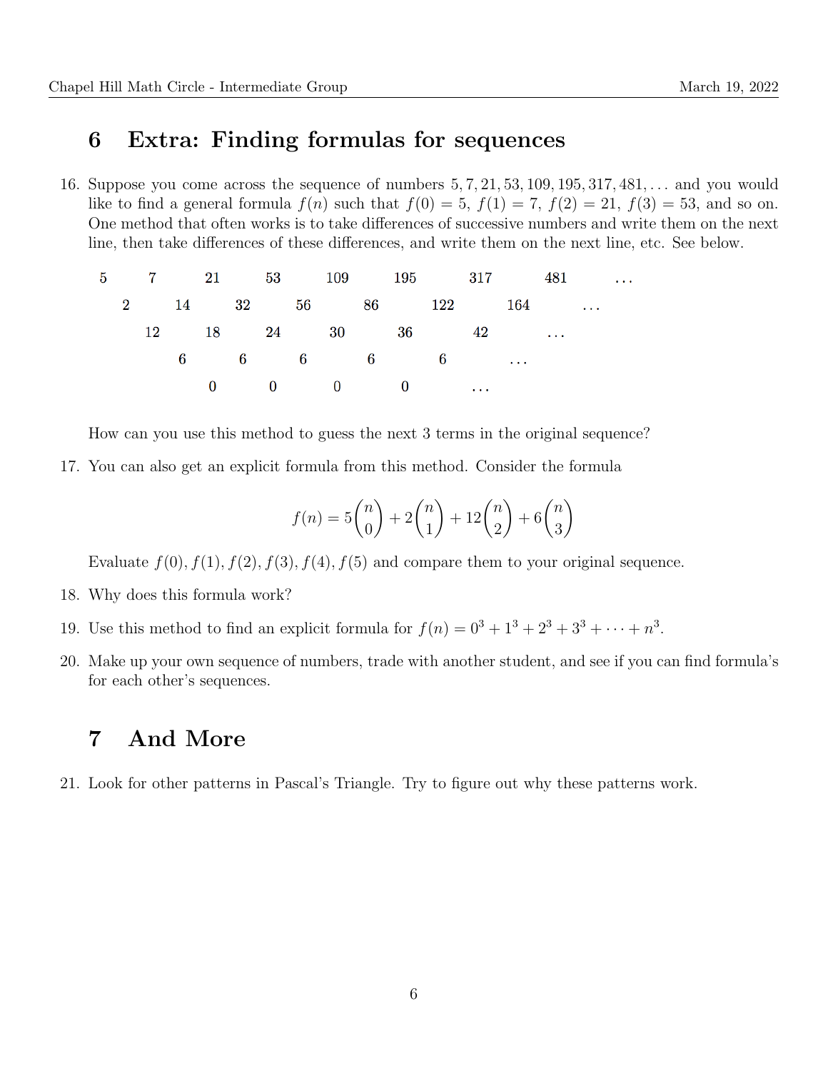## 6 Extra: Finding formulas for sequences

16. Suppose you come across the sequence of numbers $5, 7, 21, 53, 109, 195, 317, 481, \ldots$ and you would like to find a general formula $f(n)$ such that $f(0) = 5$, $f(1) = 7$, $f(2) = 21$, $f(3) = 53$, and so on. One method that often works is to take differences of successive numbers and write them on the next line, then take differences of these differences, and write them on the next line, etc. See below.

$$
\begin{array}{ccccccccccccccccc}
5 & & 7 & & 21 & & 53 & & 109 & & 195 & & 317 & & 481 & & \ldots \\
& 2 & & 14 & & 32 & & 56 & & 86 & & 122 & & 164 & & \ldots & \\
& & 12 & & 18 & & 24 & & 30 & & 36 & & 42 & & \ldots & & \\
& & & 6 & & 6 & & 6 & & 6 & & 6 & & \ldots & & & \\
& & & & 0 & & 0 & & 0 & & 0 & & \ldots & & & &
\end{array}
$$

How can you use this method to guess the next 3 terms in the original sequence?

17. You can also get an explicit formula from this method. Consider the formula

$$f(n) = 5\binom{n}{0} + 2\binom{n}{1} + 12\binom{n}{2} + 6\binom{n}{3}$$

Evaluate $f(0), f(1), f(2), f(3), f(4), f(5)$ and compare them to your original sequence.

18. Why does this formula work?

19. Use this method to find an explicit formula for $f(n) = 0^3 + 1^3 + 2^3 + 3^3 + \cdots + n^3$.

20. Make up your own sequence of numbers, trade with another student, and see if you can find formula's for each other's sequences.

## 7 And More

21. Look for other patterns in Pascal's Triangle. Try to figure out why these patterns work.